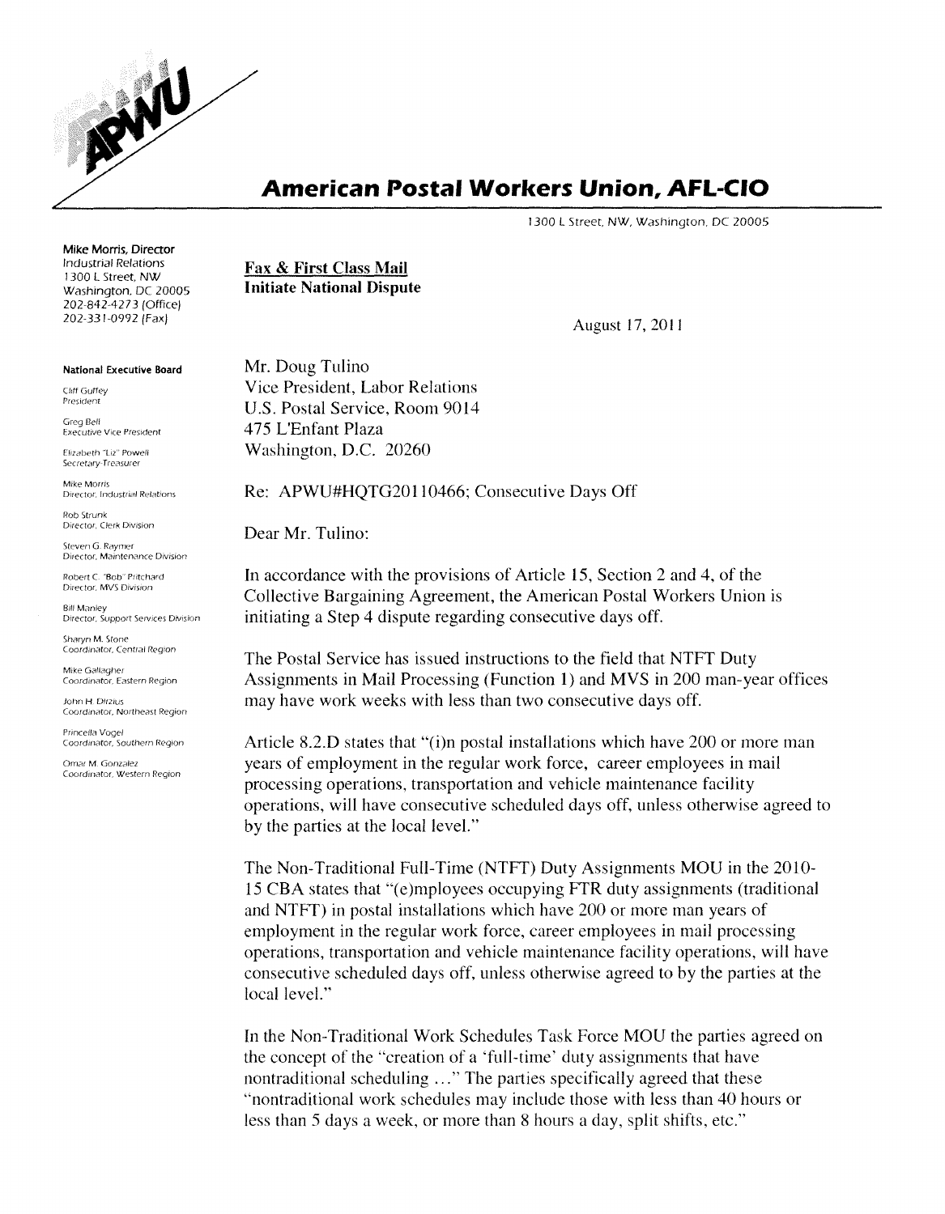# American Postal Workers Union, AFL-CIO

1300 L Street, NW, Washington, DC 20005

**Mike Morris, Director**
Industrial Relations
1300 L Street, NW
Washington, DC 20005
202-842-4273 (Office)
202-331-0992 (Fax)

**National Executive Board**

Cliff Guffey
President

Greg Bell
Executive Vice President

Elizabeth "Liz" Powell
Secretary-Treasurer

Mike Morris
Director, Industrial Relations

Rob Strunk
Director, Clerk Division

Steven G. Raymer
Director, Maintenance Division

Robert C. "Bob" Pritchard
Director, MVS Division

Bill Manley
Director, Support Services Division

Sharyn M. Stone
Coordinator, Central Region

Mike Gallagher
Coordinator, Eastern Region

John H. Dirzius
Coordinator, Northeast Region

Princella Vogel
Coordinator, Southern Region

Omar M. Gonzalez
Coordinator, Western Region

**Fax & First Class Mail**
**Initiate National Dispute**

August 17, 2011

Mr. Doug Tulino
Vice President, Labor Relations
U.S. Postal Service, Room 9014
475 L'Enfant Plaza
Washington, D.C. 20260

Re: APWU#HQTG20110466; Consecutive Days Off

Dear Mr. Tulino:

In accordance with the provisions of Article 15, Section 2 and 4, of the Collective Bargaining Agreement, the American Postal Workers Union is initiating a Step 4 dispute regarding consecutive days off.

The Postal Service has issued instructions to the field that NTFT Duty Assignments in Mail Processing (Function 1) and MVS in 200 man-year offices may have work weeks with less than two consecutive days off.

Article 8.2.D states that "(i)n postal installations which have 200 or more man years of employment in the regular work force, career employees in mail processing operations, transportation and vehicle maintenance facility operations, will have consecutive scheduled days off, unless otherwise agreed to by the parties at the local level."

The Non-Traditional Full-Time (NTFT) Duty Assignments MOU in the 2010-15 CBA states that "(e)mployees occupying FTR duty assignments (traditional and NTFT) in postal installations which have 200 or more man years of employment in the regular work force, career employees in mail processing operations, transportation and vehicle maintenance facility operations, will have consecutive scheduled days off, unless otherwise agreed to by the parties at the local level."

In the Non-Traditional Work Schedules Task Force MOU the parties agreed on the concept of the "creation of a 'full-time' duty assignments that have nontraditional scheduling ..." The parties specifically agreed that these "nontraditional work schedules may include those with less than 40 hours or less than 5 days a week, or more than 8 hours a day, split shifts, etc."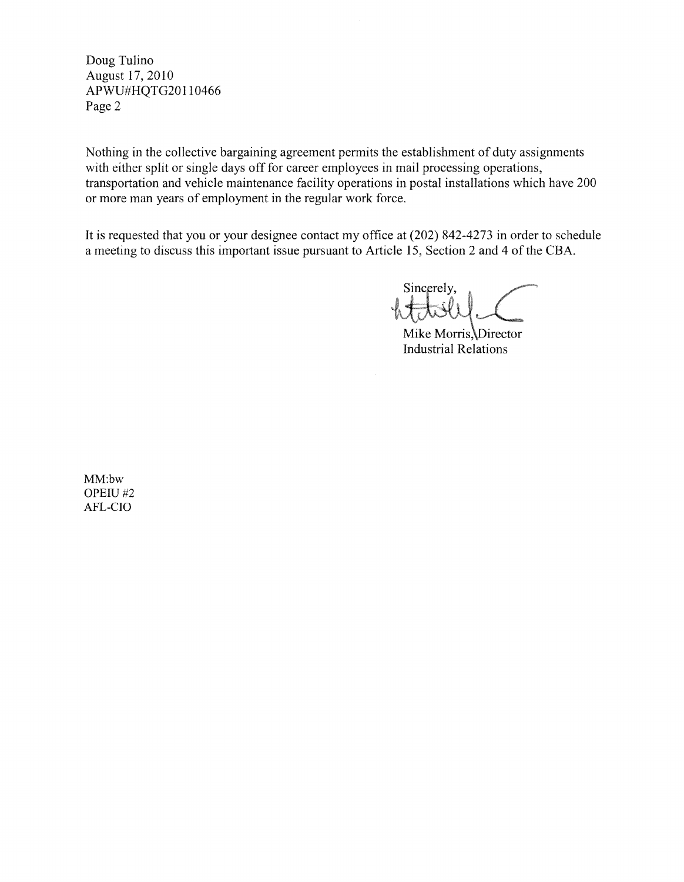Doug Tulino
August 17, 2010
APWU#HQTG20110466
Page 2

Nothing in the collective bargaining agreement permits the establishment of duty assignments with either split or single days off for career employees in mail processing operations, transportation and vehicle maintenance facility operations in postal installations which have 200 or more man years of employment in the regular work force.

It is requested that you or your designee contact my office at (202) 842-4273 in order to schedule a meeting to discuss this important issue pursuant to Article 15, Section 2 and 4 of the CBA.

Sincerely,

Mike Morris, Director
Industrial Relations

MM:bw
OPEIU #2
AFL-CIO